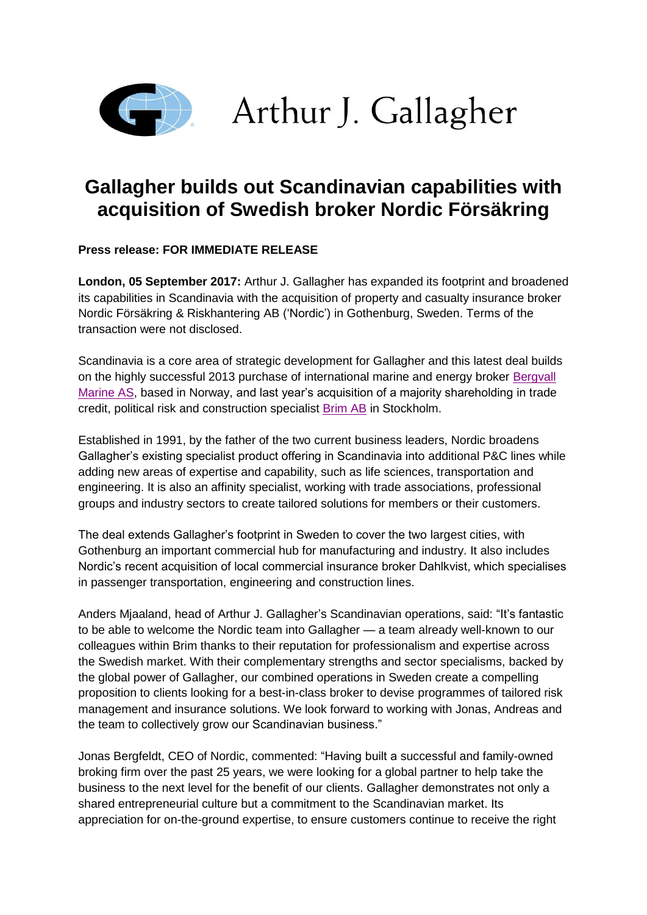Arthur J. Gallagher

# Gallagher builds out Scandinavian capabilities with acquisition of Swedish broker Nordic Försäkring

**Press release: FOR IMMEDIATE RELEASE**

**London, 05 September 2017:** Arthur J. Gallagher has expanded its footprint and broadened its capabilities in Scandinavia with the acquisition of property and casualty insurance broker Nordic Försäkring & Riskhantering AB ('Nordic') in Gothenburg, Sweden. Terms of the transaction were not disclosed.

Scandinavia is a core area of strategic development for Gallagher and this latest deal builds on the highly successful 2013 purchase of international marine and energy broker Bergvall Marine AS, based in Norway, and last year's acquisition of a majority shareholding in trade credit, political risk and construction specialist Brim AB in Stockholm.

Established in 1991, by the father of the two current business leaders, Nordic broadens Gallagher's existing specialist product offering in Scandinavia into additional P&C lines while adding new areas of expertise and capability, such as life sciences, transportation and engineering. It is also an affinity specialist, working with trade associations, professional groups and industry sectors to create tailored solutions for members or their customers.

The deal extends Gallagher's footprint in Sweden to cover the two largest cities, with Gothenburg an important commercial hub for manufacturing and industry. It also includes Nordic's recent acquisition of local commercial insurance broker Dahlkvist, which specialises in passenger transportation, engineering and construction lines.

Anders Mjaaland, head of Arthur J. Gallagher's Scandinavian operations, said: "It's fantastic to be able to welcome the Nordic team into Gallagher — a team already well-known to our colleagues within Brim thanks to their reputation for professionalism and expertise across the Swedish market. With their complementary strengths and sector specialisms, backed by the global power of Gallagher, our combined operations in Sweden create a compelling proposition to clients looking for a best-in-class broker to devise programmes of tailored risk management and insurance solutions. We look forward to working with Jonas, Andreas and the team to collectively grow our Scandinavian business."

Jonas Bergfeldt, CEO of Nordic, commented: "Having built a successful and family-owned broking firm over the past 25 years, we were looking for a global partner to help take the business to the next level for the benefit of our clients. Gallagher demonstrates not only a shared entrepreneurial culture but a commitment to the Scandinavian market. Its appreciation for on-the-ground expertise, to ensure customers continue to receive the right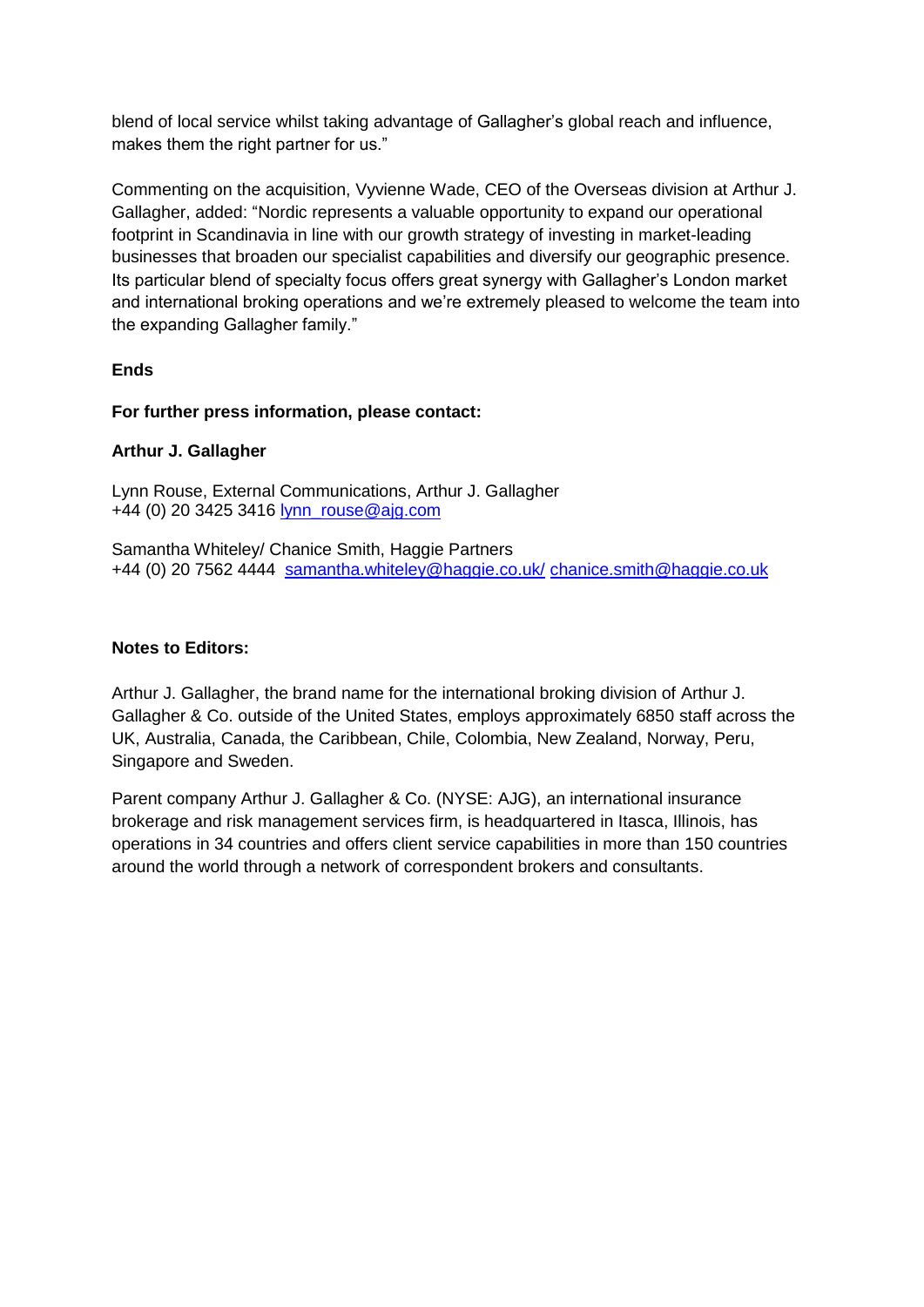blend of local service whilst taking advantage of Gallagher's global reach and influence, makes them the right partner for us."

Commenting on the acquisition, Vyvienne Wade, CEO of the Overseas division at Arthur J. Gallagher, added: "Nordic represents a valuable opportunity to expand our operational footprint in Scandinavia in line with our growth strategy of investing in market-leading businesses that broaden our specialist capabilities and diversify our geographic presence. Its particular blend of specialty focus offers great synergy with Gallagher's London market and international broking operations and we're extremely pleased to welcome the team into the expanding Gallagher family."

**Ends**

**For further press information, please contact:**

**Arthur J. Gallagher**

Lynn Rouse, External Communications, Arthur J. Gallagher
+44 (0) 20 3425 3416 lynn_rouse@ajg.com

Samantha Whiteley/ Chanice Smith, Haggie Partners
+44 (0) 20 7562 4444 samantha.whiteley@haggie.co.uk/ chanice.smith@haggie.co.uk

**Notes to Editors:**

Arthur J. Gallagher, the brand name for the international broking division of Arthur J. Gallagher & Co. outside of the United States, employs approximately 6850 staff across the UK, Australia, Canada, the Caribbean, Chile, Colombia, New Zealand, Norway, Peru, Singapore and Sweden.

Parent company Arthur J. Gallagher & Co. (NYSE: AJG), an international insurance brokerage and risk management services firm, is headquartered in Itasca, Illinois, has operations in 34 countries and offers client service capabilities in more than 150 countries around the world through a network of correspondent brokers and consultants.